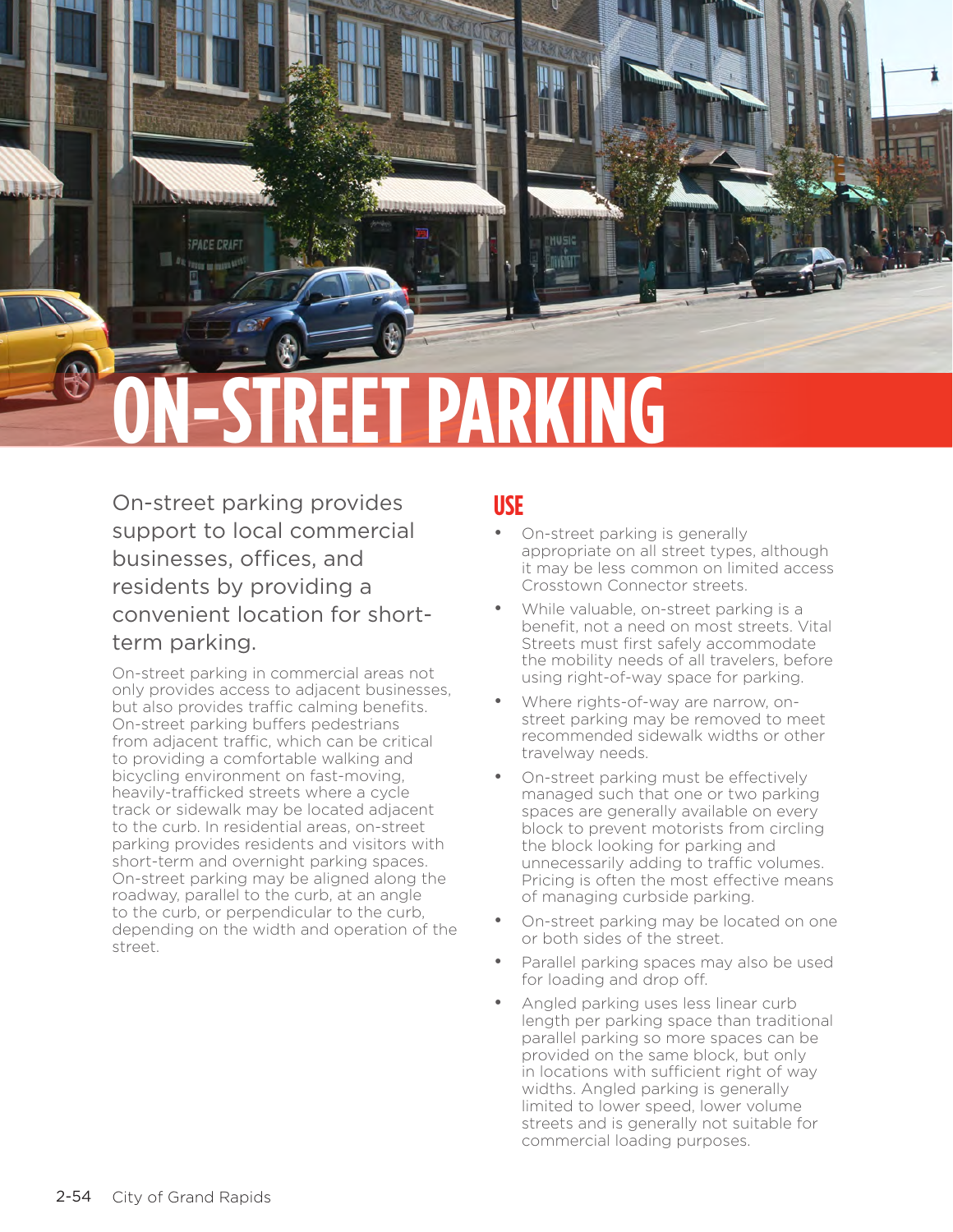# ON-STREET PARKING

On-street parking provides support to local commercial businesses, offices, and residents by providing a convenient location for short-term parking.

On-street parking in commercial areas not only provides access to adjacent businesses, but also provides traffic calming benefits. On-street parking buffers pedestrians from adjacent traffic, which can be critical to providing a comfortable walking and bicycling environment on fast-moving, heavily-trafficked streets where a cycle track or sidewalk may be located adjacent to the curb. In residential areas, on-street parking provides residents and visitors with short-term and overnight parking spaces. On-street parking may be aligned along the roadway, parallel to the curb, at an angle to the curb, or perpendicular to the curb, depending on the width and operation of the street.

## USE

- On-street parking is generally appropriate on all street types, although it may be less common on limited access Crosstown Connector streets.
- While valuable, on-street parking is a benefit, not a need on most streets. Vital Streets must first safely accommodate the mobility needs of all travelers, before using right-of-way space for parking.
- Where rights-of-way are narrow, on-street parking may be removed to meet recommended sidewalk widths or other travelway needs.
- On-street parking must be effectively managed such that one or two parking spaces are generally available on every block to prevent motorists from circling the block looking for parking and unnecessarily adding to traffic volumes. Pricing is often the most effective means of managing curbside parking.
- On-street parking may be located on one or both sides of the street.
- Parallel parking spaces may also be used for loading and drop off.
- Angled parking uses less linear curb length per parking space than traditional parallel parking so more spaces can be provided on the same block, but only in locations with sufficient right of way widths. Angled parking is generally limited to lower speed, lower volume streets and is generally not suitable for commercial loading purposes.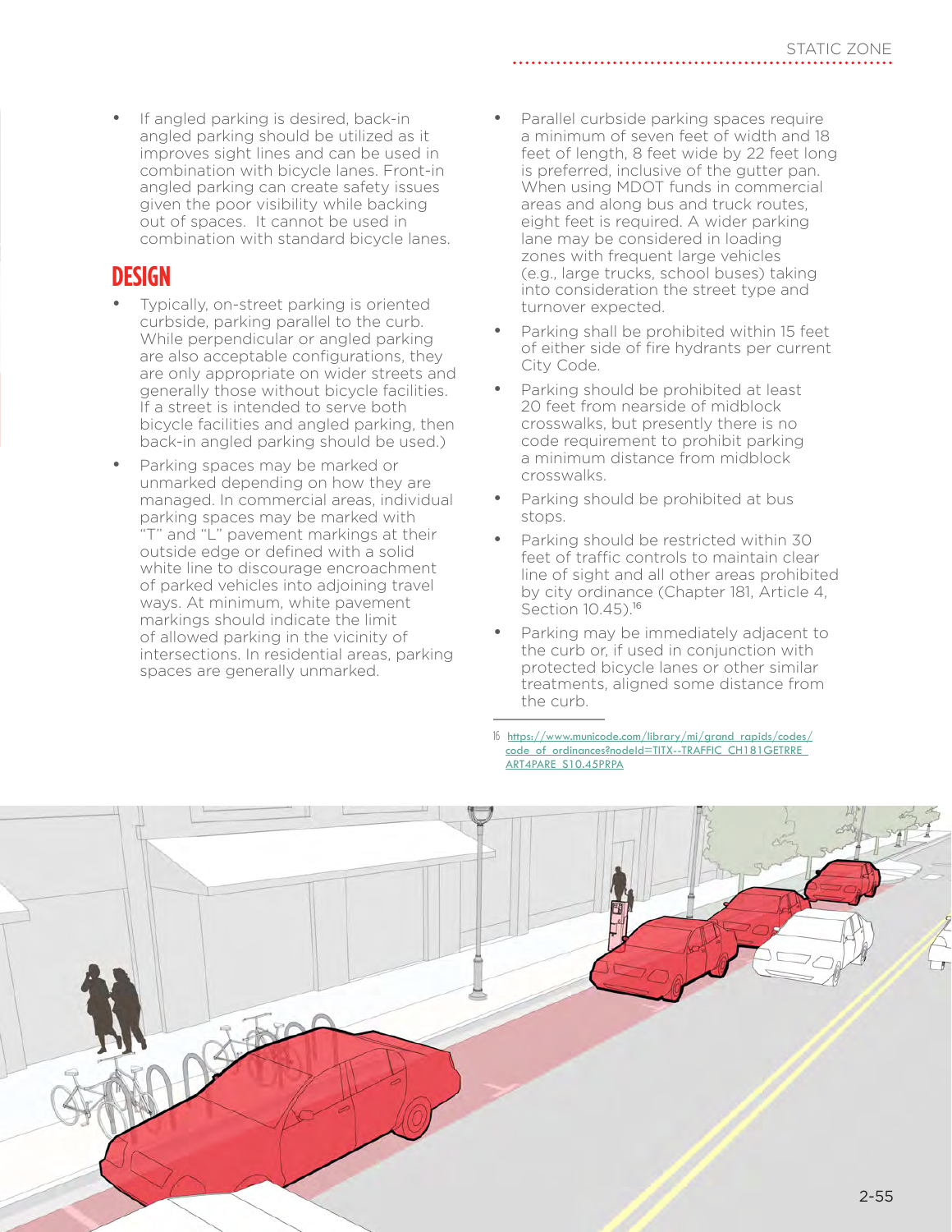- If angled parking is desired, back-in angled parking should be utilized as it improves sight lines and can be used in combination with bicycle lanes. Front-in angled parking can create safety issues given the poor visibility while backing out of spaces. It cannot be used in combination with standard bicycle lanes.

## DESIGN

- Typically, on-street parking is oriented curbside, parking parallel to the curb. While perpendicular or angled parking are also acceptable configurations, they are only appropriate on wider streets and generally those without bicycle facilities. If a street is intended to serve both bicycle facilities and angled parking, then back-in angled parking should be used.)
- Parking spaces may be marked or unmarked depending on how they are managed. In commercial areas, individual parking spaces may be marked with "T" and "L" pavement markings at their outside edge or defined with a solid white line to discourage encroachment of parked vehicles into adjoining travel ways. At minimum, white pavement markings should indicate the limit of allowed parking in the vicinity of intersections. In residential areas, parking spaces are generally unmarked.
- Parallel curbside parking spaces require a minimum of seven feet of width and 18 feet of length, 8 feet wide by 22 feet long is preferred, inclusive of the gutter pan. When using MDOT funds in commercial areas and along bus and truck routes, eight feet is required. A wider parking lane may be considered in loading zones with frequent large vehicles (e.g., large trucks, school buses) taking into consideration the street type and turnover expected.
- Parking shall be prohibited within 15 feet of either side of fire hydrants per current City Code.
- Parking should be prohibited at least 20 feet from nearside of midblock crosswalks, but presently there is no code requirement to prohibit parking a minimum distance from midblock crosswalks.
- Parking should be prohibited at bus stops.
- Parking should be restricted within 30 feet of traffic controls to maintain clear line of sight and all other areas prohibited by city ordinance (Chapter 181, Article 4, Section 10.45).[16]
- Parking may be immediately adjacent to the curb or, if used in conjunction with protected bicycle lanes or other similar treatments, aligned some distance from the curb.

[16] https://www.municode.com/library/mi/grand_rapids/codes/code_of_ordinances?nodeId=TITX--TRAFFIC_CH181GETRRE_ART4PARE_S10.45PRPA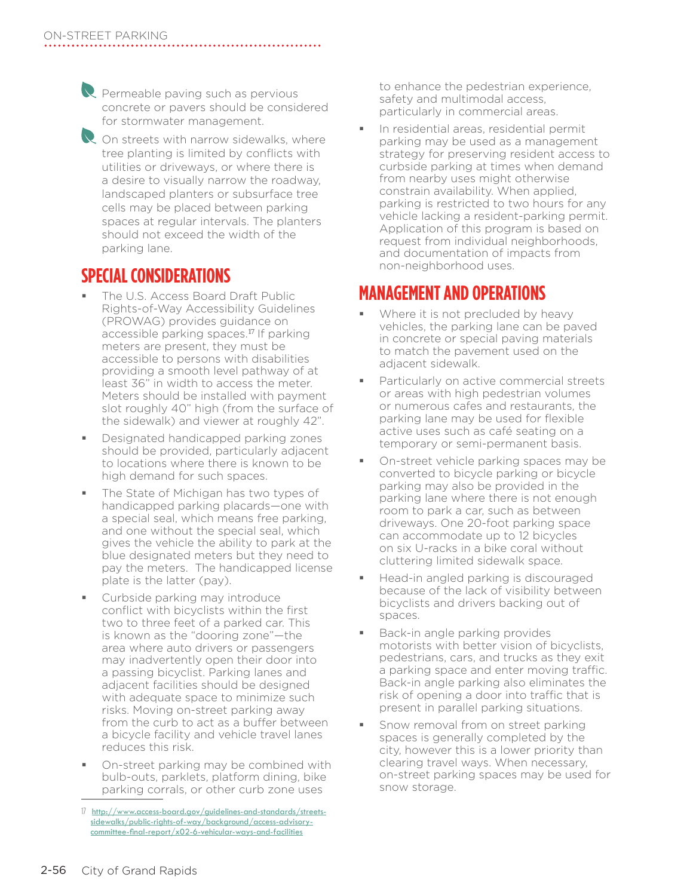- Permeable paving such as pervious concrete or pavers should be considered for stormwater management.
- On streets with narrow sidewalks, where tree planting is limited by conflicts with utilities or driveways, or where there is a desire to visually narrow the roadway, landscaped planters or subsurface tree cells may be placed between parking spaces at regular intervals. The planters should not exceed the width of the parking lane.

## SPECIAL CONSIDERATIONS

- The U.S. Access Board Draft Public Rights-of-Way Accessibility Guidelines (PROWAG) provides guidance on accessible parking spaces.[17] If parking meters are present, they must be accessible to persons with disabilities providing a smooth level pathway of at least 36" in width to access the meter. Meters should be installed with payment slot roughly 40" high (from the surface of the sidewalk) and viewer at roughly 42".
- Designated handicapped parking zones should be provided, particularly adjacent to locations where there is known to be high demand for such spaces.
- The State of Michigan has two types of handicapped parking placards—one with a special seal, which means free parking, and one without the special seal, which gives the vehicle the ability to park at the blue designated meters but they need to pay the meters. The handicapped license plate is the latter (pay).
- Curbside parking may introduce conflict with bicyclists within the first two to three feet of a parked car. This is known as the "dooring zone"—the area where auto drivers or passengers may inadvertently open their door into a passing bicyclist. Parking lanes and adjacent facilities should be designed with adequate space to minimize such risks. Moving on-street parking away from the curb to act as a buffer between a bicycle facility and vehicle travel lanes reduces this risk.
- On-street parking may be combined with bulb-outs, parklets, platform dining, bike parking corrals, or other curb zone uses to enhance the pedestrian experience, safety and multimodal access, particularly in commercial areas.
- In residential areas, residential permit parking may be used as a management strategy for preserving resident access to curbside parking at times when demand from nearby uses might otherwise constrain availability. When applied, parking is restricted to two hours for any vehicle lacking a resident-parking permit. Application of this program is based on request from individual neighborhoods, and documentation of impacts from non-neighborhood uses.

## MANAGEMENT AND OPERATIONS

- Where it is not precluded by heavy vehicles, the parking lane can be paved in concrete or special paving materials to match the pavement used on the adjacent sidewalk.
- Particularly on active commercial streets or areas with high pedestrian volumes or numerous cafes and restaurants, the parking lane may be used for flexible active uses such as café seating on a temporary or semi-permanent basis.
- On-street vehicle parking spaces may be converted to bicycle parking or bicycle parking may also be provided in the parking lane where there is not enough room to park a car, such as between driveways. One 20-foot parking space can accommodate up to 12 bicycles on six U-racks in a bike coral without cluttering limited sidewalk space.
- Head-in angled parking is discouraged because of the lack of visibility between bicyclists and drivers backing out of spaces.
- Back-in angle parking provides motorists with better vision of bicyclists, pedestrians, cars, and trucks as they exit a parking space and enter moving traffic. Back-in angle parking also eliminates the risk of opening a door into traffic that is present in parallel parking situations.
- Snow removal from on street parking spaces is generally completed by the city, however this is a lower priority than clearing travel ways. When necessary, on-street parking spaces may be used for snow storage.

---

17 http://www.access-board.gov/guidelines-and-standards/streets-sidewalks/public-rights-of-way/background/access-advisory-committee-final-report/x02-6-vehicular-ways-and-facilities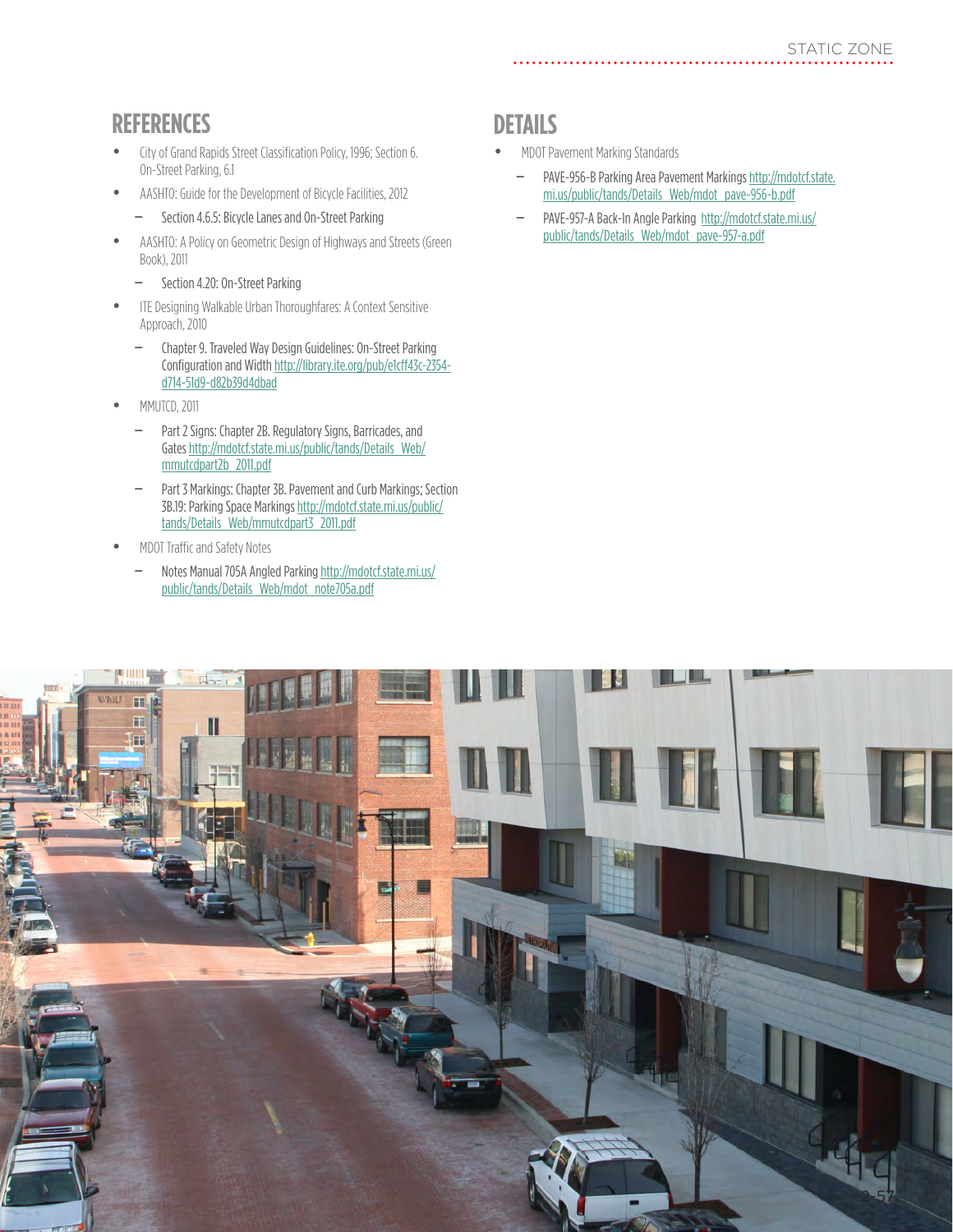## REFERENCES

- City of Grand Rapids Street Classification Policy, 1996; Section 6. On-Street Parking, 6.1
- AASHTO: Guide for the Development of Bicycle Facilities, 2012
  - Section 4.6.5: Bicycle Lanes and On-Street Parking
- AASHTO: A Policy on Geometric Design of Highways and Streets (Green Book), 2011
  - Section 4.20: On-Street Parking
- ITE Designing Walkable Urban Thoroughfares: A Context Sensitive Approach, 2010
  - Chapter 9. Traveled Way Design Guidelines: On-Street Parking Configuration and Width http://library.ite.org/pub/e1cff43c-2354-d714-51d9-d82b39d4dbad
- MMUTCD, 2011
  - Part 2 Signs: Chapter 2B. Regulatory Signs, Barricades, and Gates http://mdotcf.state.mi.us/public/tands/Details_Web/mmutcdpart2b_2011.pdf
  - Part 3 Markings: Chapter 3B. Pavement and Curb Markings; Section 3B.19: Parking Space Markings http://mdotcf.state.mi.us/public/tands/Details_Web/mmutcdpart3_2011.pdf
- MDOT Traffic and Safety Notes
  - Notes Manual 705A Angled Parking http://mdotcf.state.mi.us/public/tands/Details_Web/mdot_note705a.pdf

## DETAILS

- MDOT Pavement Marking Standards
  - PAVE-956-B Parking Area Pavement Markings http://mdotcf.state.mi.us/public/tands/Details_Web/mdot_pave-956-b.pdf
  - PAVE-957-A Back-In Angle Parking http://mdotcf.state.mi.us/public/tands/Details_Web/mdot_pave-957-a.pdf